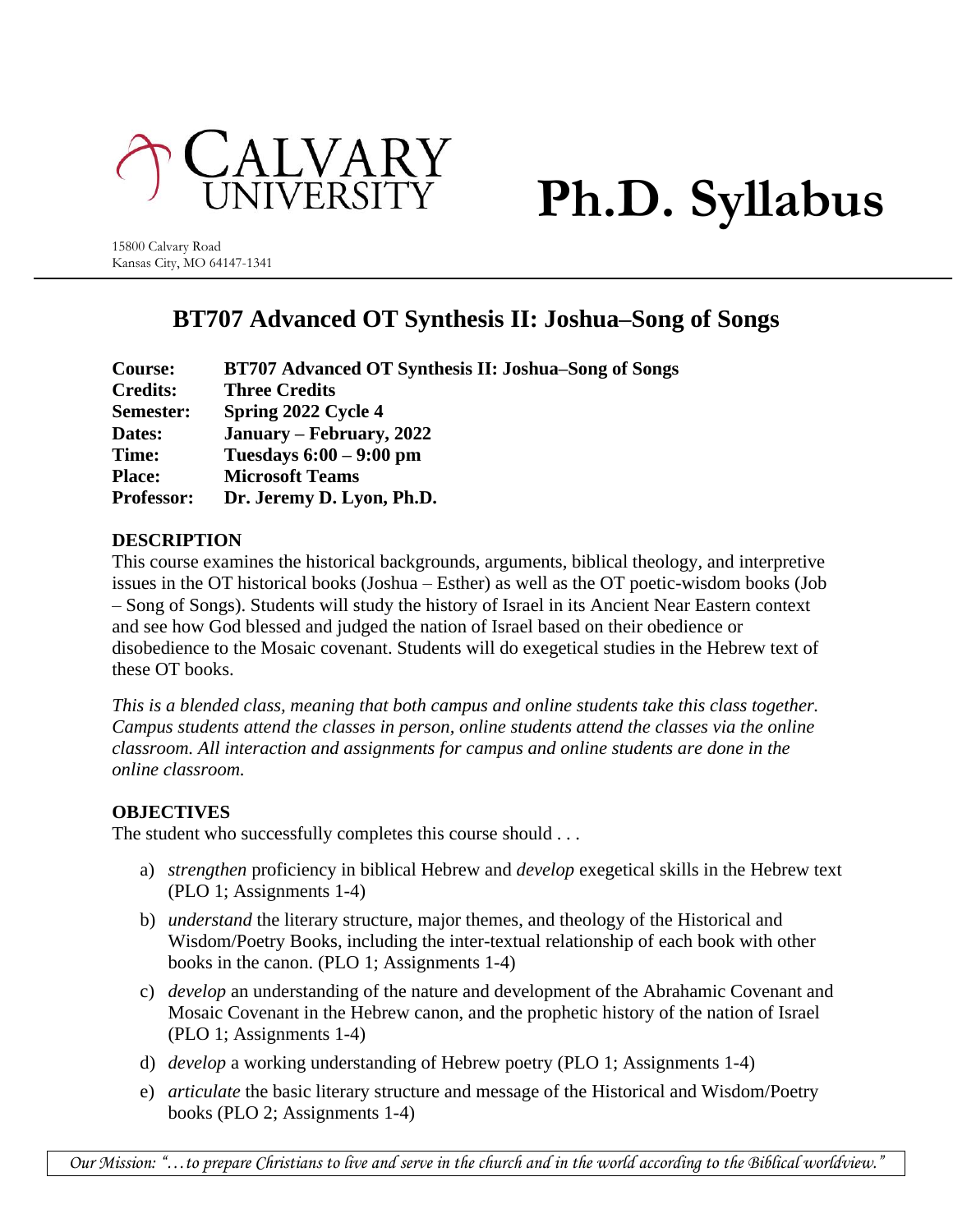CALVARY UNIVERSITY

# Ph.D. Syllabus

15800 Calvary Road
Kansas City, MO 64147-1341

## BT707 Advanced OT Synthesis II: Joshua–Song of Songs

**Course:** **BT707 Advanced OT Synthesis II: Joshua–Song of Songs**
**Credits:** **Three Credits**
**Semester:** **Spring 2022 Cycle 4**
**Dates:** **January – February, 2022**
**Time:** **Tuesdays 6:00 – 9:00 pm**
**Place:** **Microsoft Teams**
**Professor:** **Dr. Jeremy D. Lyon, Ph.D.**

### DESCRIPTION

This course examines the historical backgrounds, arguments, biblical theology, and interpretive issues in the OT historical books (Joshua – Esther) as well as the OT poetic-wisdom books (Job – Song of Songs). Students will study the history of Israel in its Ancient Near Eastern context and see how God blessed and judged the nation of Israel based on their obedience or disobedience to the Mosaic covenant. Students will do exegetical studies in the Hebrew text of these OT books.

*This is a blended class, meaning that both campus and online students take this class together. Campus students attend the classes in person, online students attend the classes via the online classroom. All interaction and assignments for campus and online students are done in the online classroom.*

### OBJECTIVES

The student who successfully completes this course should . . .

a) *strengthen* proficiency in biblical Hebrew and *develop* exegetical skills in the Hebrew text (PLO 1; Assignments 1-4)
b) *understand* the literary structure, major themes, and theology of the Historical and Wisdom/Poetry Books, including the inter-textual relationship of each book with other books in the canon. (PLO 1; Assignments 1-4)
c) *develop* an understanding of the nature and development of the Abrahamic Covenant and Mosaic Covenant in the Hebrew canon, and the prophetic history of the nation of Israel (PLO 1; Assignments 1-4)
d) *develop* a working understanding of Hebrew poetry (PLO 1; Assignments 1-4)
e) *articulate* the basic literary structure and message of the Historical and Wisdom/Poetry books (PLO 2; Assignments 1-4)

*Our Mission: "…to prepare Christians to live and serve in the church and in the world according to the Biblical worldview."*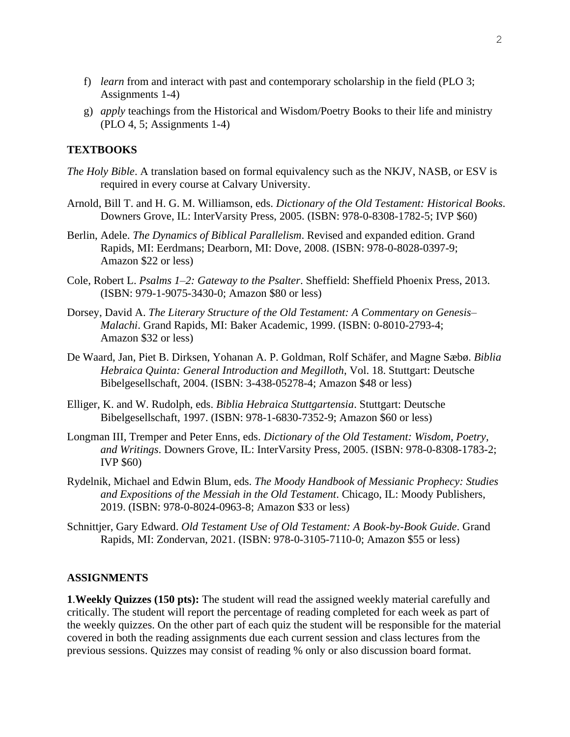f) *learn* from and interact with past and contemporary scholarship in the field (PLO 3; Assignments 1-4)

g) *apply* teachings from the Historical and Wisdom/Poetry Books to their life and ministry (PLO 4, 5; Assignments 1-4)

## TEXTBOOKS

*The Holy Bible*. A translation based on formal equivalency such as the NKJV, NASB, or ESV is required in every course at Calvary University.

Arnold, Bill T. and H. G. M. Williamson, eds. *Dictionary of the Old Testament: Historical Books*. Downers Grove, IL: InterVarsity Press, 2005. (ISBN: 978-0-8308-1782-5; IVP $60)

Berlin, Adele. *The Dynamics of Biblical Parallelism*. Revised and expanded edition. Grand Rapids, MI: Eerdmans; Dearborn, MI: Dove, 2008. (ISBN: 978-0-8028-0397-9; Amazon $22 or less)

Cole, Robert L. *Psalms 1–2: Gateway to the Psalter*. Sheffield: Sheffield Phoenix Press, 2013. (ISBN: 979-1-9075-3430-0; Amazon $80 or less)

Dorsey, David A. *The Literary Structure of the Old Testament: A Commentary on Genesis–Malachi*. Grand Rapids, MI: Baker Academic, 1999. (ISBN: 0-8010-2793-4; Amazon $32 or less)

De Waard, Jan, Piet B. Dirksen, Yohanan A. P. Goldman, Rolf Schäfer, and Magne Sæbø. *Biblia Hebraica Quinta: General Introduction and Megilloth*, Vol. 18. Stuttgart: Deutsche Bibelgesellschaft, 2004. (ISBN: 3-438-05278-4; Amazon $48 or less)

Elliger, K. and W. Rudolph, eds. *Biblia Hebraica Stuttgartensia*. Stuttgart: Deutsche Bibelgesellschaft, 1997. (ISBN: 978-1-6830-7352-9; Amazon $60 or less)

Longman III, Tremper and Peter Enns, eds. *Dictionary of the Old Testament: Wisdom, Poetry, and Writings*. Downers Grove, IL: InterVarsity Press, 2005. (ISBN: 978-0-8308-1783-2; IVP $60)

Rydelnik, Michael and Edwin Blum, eds. *The Moody Handbook of Messianic Prophecy: Studies and Expositions of the Messiah in the Old Testament*. Chicago, IL: Moody Publishers, 2019. (ISBN: 978-0-8024-0963-8; Amazon $33 or less)

Schnittjer, Gary Edward. *Old Testament Use of Old Testament: A Book-by-Book Guide*. Grand Rapids, MI: Zondervan, 2021. (ISBN: 978-0-3105-7110-0; Amazon $55 or less)

## ASSIGNMENTS

**1**.**Weekly Quizzes (150 pts):** The student will read the assigned weekly material carefully and critically. The student will report the percentage of reading completed for each week as part of the weekly quizzes. On the other part of each quiz the student will be responsible for the material covered in both the reading assignments due each current session and class lectures from the previous sessions. Quizzes may consist of reading % only or also discussion board format.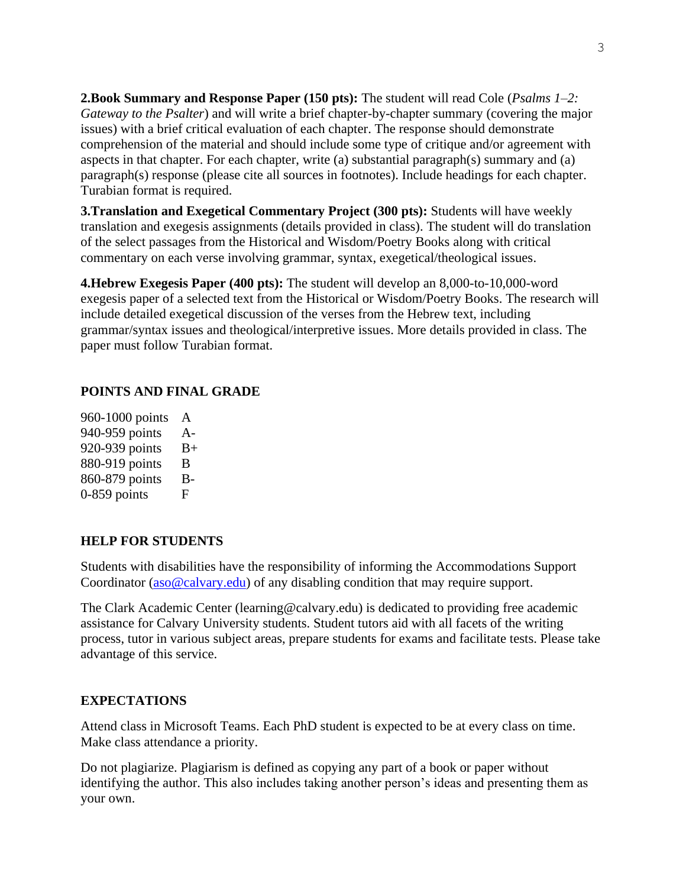**2.Book Summary and Response Paper (150 pts):** The student will read Cole (*Psalms 1–2: Gateway to the Psalter*) and will write a brief chapter-by-chapter summary (covering the major issues) with a brief critical evaluation of each chapter. The response should demonstrate comprehension of the material and should include some type of critique and/or agreement with aspects in that chapter. For each chapter, write (a) substantial paragraph(s) summary and (a) paragraph(s) response (please cite all sources in footnotes). Include headings for each chapter. Turabian format is required.

**3.Translation and Exegetical Commentary Project (300 pts):** Students will have weekly translation and exegesis assignments (details provided in class). The student will do translation of the select passages from the Historical and Wisdom/Poetry Books along with critical commentary on each verse involving grammar, syntax, exegetical/theological issues.

**4.Hebrew Exegesis Paper (400 pts):** The student will develop an 8,000-to-10,000-word exegesis paper of a selected text from the Historical or Wisdom/Poetry Books. The research will include detailed exegetical discussion of the verses from the Hebrew text, including grammar/syntax issues and theological/interpretive issues. More details provided in class. The paper must follow Turabian format.

## POINTS AND FINAL GRADE

| | |
|---|---|
| 960-1000 points | A |
| 940-959 points | A- |
| 920-939 points | B+ |
| 880-919 points | B |
| 860-879 points | B- |
| 0-859 points | F |

## HELP FOR STUDENTS

Students with disabilities have the responsibility of informing the Accommodations Support Coordinator (aso@calvary.edu) of any disabling condition that may require support.

The Clark Academic Center (learning@calvary.edu) is dedicated to providing free academic assistance for Calvary University students. Student tutors aid with all facets of the writing process, tutor in various subject areas, prepare students for exams and facilitate tests. Please take advantage of this service.

## EXPECTATIONS

Attend class in Microsoft Teams. Each PhD student is expected to be at every class on time. Make class attendance a priority.

Do not plagiarize. Plagiarism is defined as copying any part of a book or paper without identifying the author. This also includes taking another person's ideas and presenting them as your own.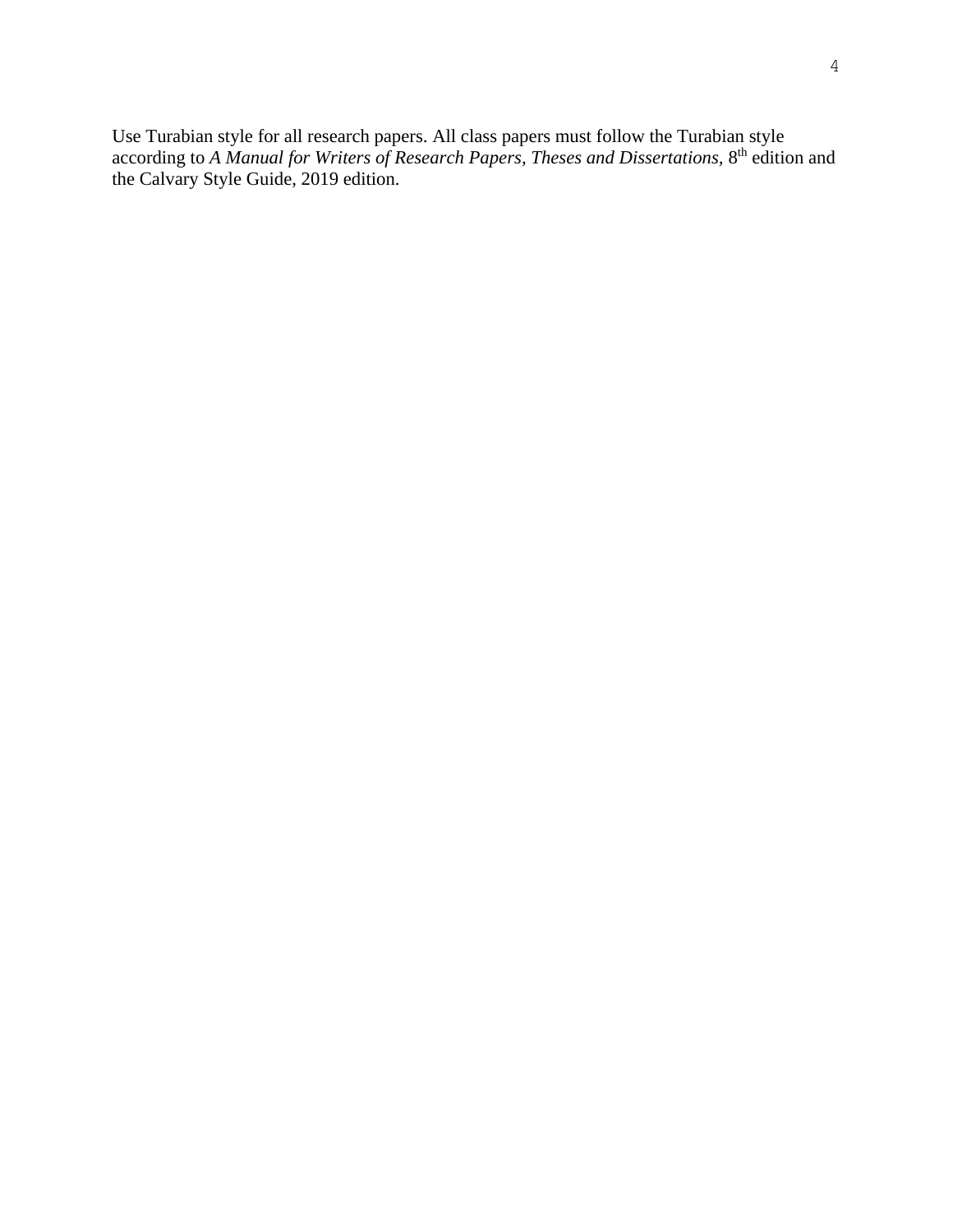Use Turabian style for all research papers. All class papers must follow the Turabian style according to *A Manual for Writers of Research Papers, Theses and Dissertations*, 8th edition and the Calvary Style Guide, 2019 edition.